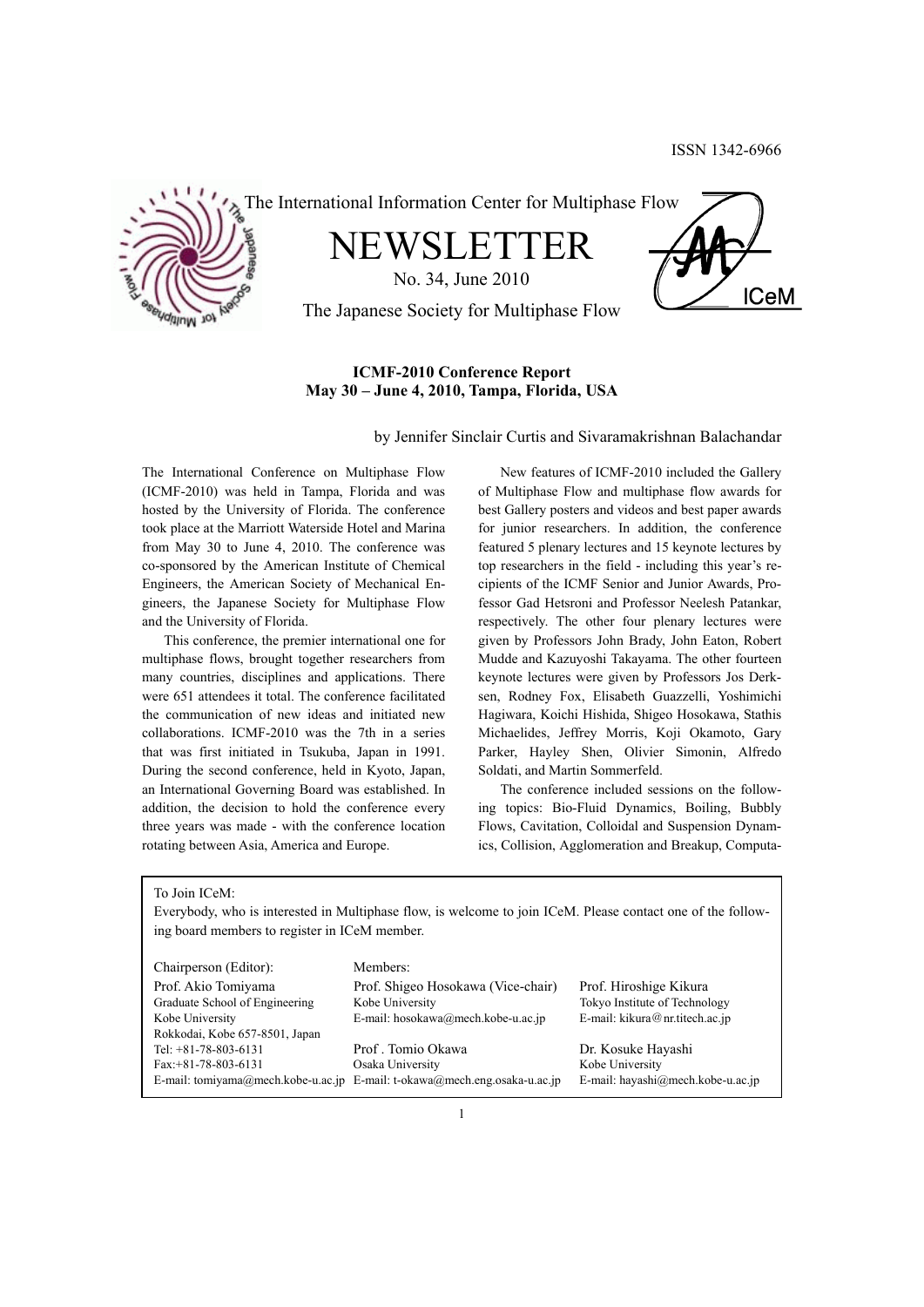ISSN 1342-6966

The International Information Center for Multiphase Flow

# NEWSLETTER

No. 34, June 2010

The Japanese Society for Multiphase Flow

## ICMF-2010 Conference Report
## May 30 – June 4, 2010, Tampa, Florida, USA

by Jennifer Sinclair Curtis and Sivaramakrishnan Balachandar

The International Conference on Multiphase Flow (ICMF-2010) was held in Tampa, Florida and was hosted by the University of Florida. The conference took place at the Marriott Waterside Hotel and Marina from May 30 to June 4, 2010. The conference was co-sponsored by the American Institute of Chemical Engineers, the American Society of Mechanical Engineers, the Japanese Society for Multiphase Flow and the University of Florida.

This conference, the premier international one for multiphase flows, brought together researchers from many countries, disciplines and applications. There were 651 attendees it total. The conference facilitated the communication of new ideas and initiated new collaborations. ICMF-2010 was the 7th in a series that was first initiated in Tsukuba, Japan in 1991. During the second conference, held in Kyoto, Japan, an International Governing Board was established. In addition, the decision to hold the conference every three years was made - with the conference location rotating between Asia, America and Europe.

New features of ICMF-2010 included the Gallery of Multiphase Flow and multiphase flow awards for best Gallery posters and videos and best paper awards for junior researchers. In addition, the conference featured 5 plenary lectures and 15 keynote lectures by top researchers in the field - including this year's recipients of the ICMF Senior and Junior Awards, Professor Gad Hetsroni and Professor Neelesh Patankar, respectively. The other four plenary lectures were given by Professors John Brady, John Eaton, Robert Mudde and Kazuyoshi Takayama. The other fourteen keynote lectures were given by Professors Jos Derksen, Rodney Fox, Elisabeth Guazzelli, Yoshimichi Hagiwara, Koichi Hishida, Shigeo Hosokawa, Stathis Michaelides, Jeffrey Morris, Koji Okamoto, Gary Parker, Hayley Shen, Olivier Simonin, Alfredo Soldati, and Martin Sommerfeld.

The conference included sessions on the following topics: Bio-Fluid Dynamics, Boiling, Bubbly Flows, Cavitation, Colloidal and Suspension Dynamics, Collision, Agglomeration and Breakup, Computa-

---

To Join ICeM:

Everybody, who is interested in Multiphase flow, is welcome to join ICeM. Please contact one of the following board members to register in ICeM member.

| Chairperson (Editor): | Members: | |
|---|---|---|
| Prof. Akio Tomiyama | Prof. Shigeo Hosokawa (Vice-chair) | Prof. Hiroshige Kikura |
| Graduate School of Engineering | Kobe University | Tokyo Institute of Technology |
| Kobe University | E-mail: hosokawa@mech.kobe-u.ac.jp | E-mail: kikura@nr.titech.ac.jp |
| Rokkodai, Kobe 657-8501, Japan | | |
| Tel: +81-78-803-6131 | Prof . Tomio Okawa | Dr. Kosuke Hayashi |
| Fax:+81-78-803-6131 | Osaka University | Kobe University |
| E-mail: tomiyama@mech.kobe-u.ac.jp | E-mail: t-okawa@mech.eng.osaka-u.ac.jp | E-mail: hayashi@mech.kobe-u.ac.jp |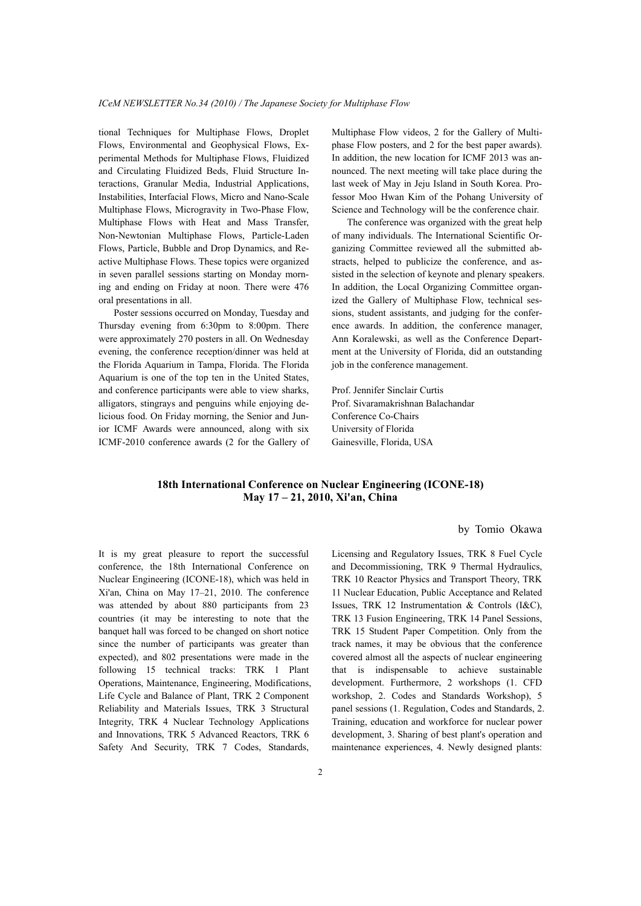tional Techniques for Multiphase Flows, Droplet Flows, Environmental and Geophysical Flows, Experimental Methods for Multiphase Flows, Fluidized and Circulating Fluidized Beds, Fluid Structure Interactions, Granular Media, Industrial Applications, Instabilities, Interfacial Flows, Micro and Nano-Scale Multiphase Flows, Microgravity in Two-Phase Flow, Multiphase Flows with Heat and Mass Transfer, Non-Newtonian Multiphase Flows, Particle-Laden Flows, Particle, Bubble and Drop Dynamics, and Reactive Multiphase Flows. These topics were organized in seven parallel sessions starting on Monday morning and ending on Friday at noon. There were 476 oral presentations in all.

Poster sessions occurred on Monday, Tuesday and Thursday evening from 6:30pm to 8:00pm. There were approximately 270 posters in all. On Wednesday evening, the conference reception/dinner was held at the Florida Aquarium in Tampa, Florida. The Florida Aquarium is one of the top ten in the United States, and conference participants were able to view sharks, alligators, stingrays and penguins while enjoying delicious food. On Friday morning, the Senior and Junior ICMF Awards were announced, along with six ICMF-2010 conference awards (2 for the Gallery of Multiphase Flow videos, 2 for the Gallery of Multiphase Flow posters, and 2 for the best paper awards). In addition, the new location for ICMF 2013 was announced. The next meeting will take place during the last week of May in Jeju Island in South Korea. Professor Moo Hwan Kim of the Pohang University of Science and Technology will be the conference chair.

The conference was organized with the great help of many individuals. The International Scientific Organizing Committee reviewed all the submitted abstracts, helped to publicize the conference, and assisted in the selection of keynote and plenary speakers. In addition, the Local Organizing Committee organized the Gallery of Multiphase Flow, technical sessions, student assistants, and judging for the conference awards. In addition, the conference manager, Ann Koralewski, as well as the Conference Department at the University of Florida, did an outstanding job in the conference management.

Prof. Jennifer Sinclair Curtis
Prof. Sivaramakrishnan Balachandar
Conference Co-Chairs
University of Florida
Gainesville, Florida, USA

## 18th International Conference on Nuclear Engineering (ICONE-18) May 17 – 21, 2010, Xi'an, China

by Tomio Okawa

It is my great pleasure to report the successful conference, the 18th International Conference on Nuclear Engineering (ICONE-18), which was held in Xi'an, China on May 17–21, 2010. The conference was attended by about 880 participants from 23 countries (it may be interesting to note that the banquet hall was forced to be changed on short notice since the number of participants was greater than expected), and 802 presentations were made in the following 15 technical tracks: TRK 1 Plant Operations, Maintenance, Engineering, Modifications, Life Cycle and Balance of Plant, TRK 2 Component Reliability and Materials Issues, TRK 3 Structural Integrity, TRK 4 Nuclear Technology Applications and Innovations, TRK 5 Advanced Reactors, TRK 6 Safety And Security, TRK 7 Codes, Standards, Licensing and Regulatory Issues, TRK 8 Fuel Cycle and Decommissioning, TRK 9 Thermal Hydraulics, TRK 10 Reactor Physics and Transport Theory, TRK 11 Nuclear Education, Public Acceptance and Related Issues, TRK 12 Instrumentation & Controls (I&C), TRK 13 Fusion Engineering, TRK 14 Panel Sessions, TRK 15 Student Paper Competition. Only from the track names, it may be obvious that the conference covered almost all the aspects of nuclear engineering that is indispensable to achieve sustainable development. Furthermore, 2 workshops (1. CFD workshop, 2. Codes and Standards Workshop), 5 panel sessions (1. Regulation, Codes and Standards, 2. Training, education and workforce for nuclear power development, 3. Sharing of best plant's operation and maintenance experiences, 4. Newly designed plants: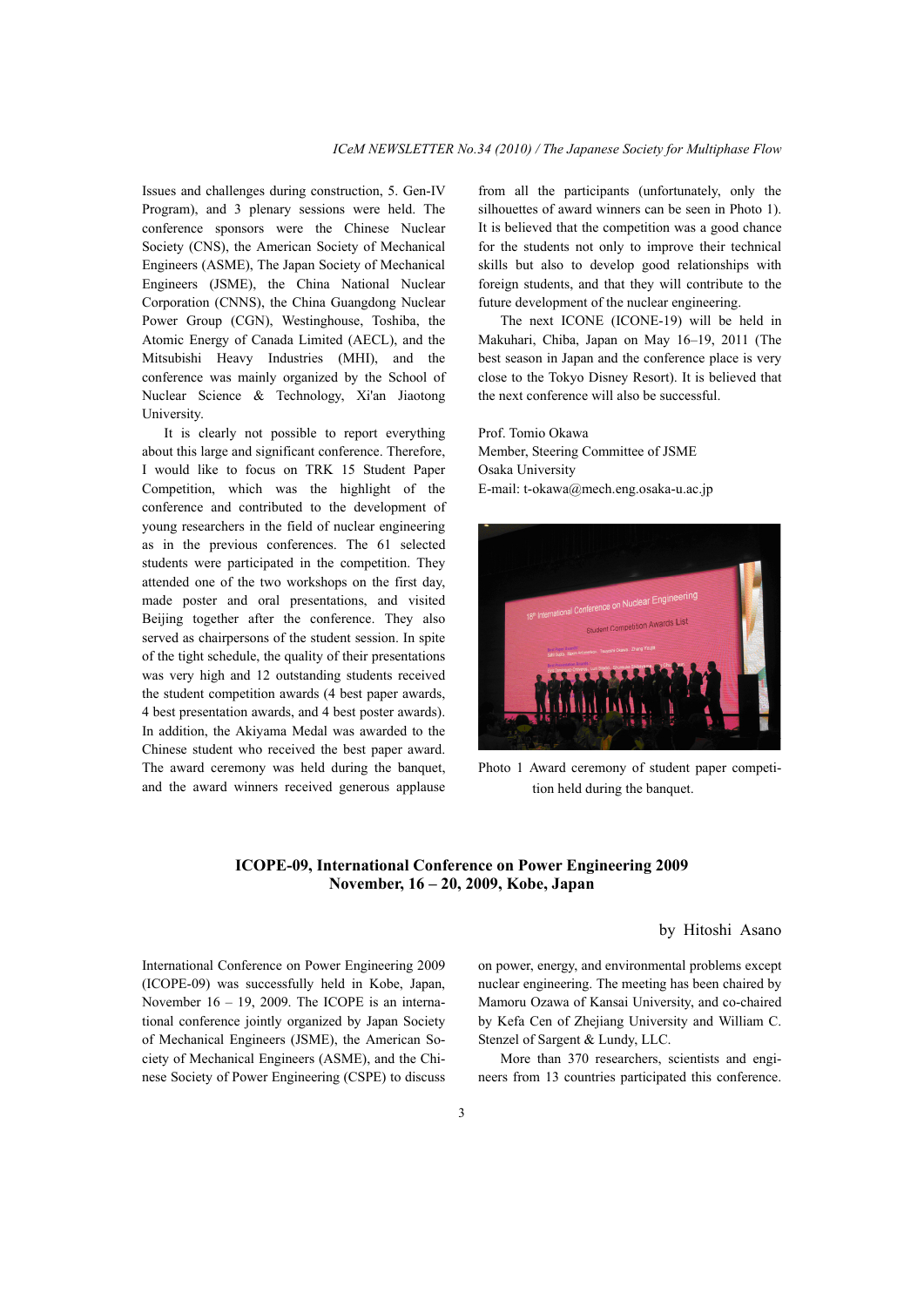Issues and challenges during construction, 5. Gen-IV Program), and 3 plenary sessions were held. The conference sponsors were the Chinese Nuclear Society (CNS), the American Society of Mechanical Engineers (ASME), The Japan Society of Mechanical Engineers (JSME), the China National Nuclear Corporation (CNNS), the China Guangdong Nuclear Power Group (CGN), Westinghouse, Toshiba, the Atomic Energy of Canada Limited (AECL), and the Mitsubishi Heavy Industries (MHI), and the conference was mainly organized by the School of Nuclear Science & Technology, Xi'an Jiaotong University.

It is clearly not possible to report everything about this large and significant conference. Therefore, I would like to focus on TRK 15 Student Paper Competition, which was the highlight of the conference and contributed to the development of young researchers in the field of nuclear engineering as in the previous conferences. The 61 selected students were participated in the competition. They attended one of the two workshops on the first day, made poster and oral presentations, and visited Beijing together after the conference. They also served as chairpersons of the student session. In spite of the tight schedule, the quality of their presentations was very high and 12 outstanding students received the student competition awards (4 best paper awards, 4 best presentation awards, and 4 best poster awards). In addition, the Akiyama Medal was awarded to the Chinese student who received the best paper award. The award ceremony was held during the banquet, and the award winners received generous applause from all the participants (unfortunately, only the silhouettes of award winners can be seen in Photo 1). It is believed that the competition was a good chance for the students not only to improve their technical skills but also to develop good relationships with foreign students, and that they will contribute to the future development of the nuclear engineering.

The next ICONE (ICONE-19) will be held in Makuhari, Chiba, Japan on May 16–19, 2011 (The best season in Japan and the conference place is very close to the Tokyo Disney Resort). It is believed that the next conference will also be successful.

Prof. Tomio Okawa
Member, Steering Committee of JSME
Osaka University
E-mail: t-okawa@mech.eng.osaka-u.ac.jp

Photo 1 Award ceremony of student paper competition held during the banquet.

## ICOPE-09, International Conference on Power Engineering 2009
## November, 16 – 20, 2009, Kobe, Japan

by Hitoshi Asano

International Conference on Power Engineering 2009 (ICOPE-09) was successfully held in Kobe, Japan, November 16 – 19, 2009. The ICOPE is an international conference jointly organized by Japan Society of Mechanical Engineers (JSME), the American Society of Mechanical Engineers (ASME), and the Chinese Society of Power Engineering (CSPE) to discuss on power, energy, and environmental problems except nuclear engineering. The meeting has been chaired by Mamoru Ozawa of Kansai University, and co-chaired by Kefa Cen of Zhejiang University and William C. Stenzel of Sargent & Lundy, LLC.

More than 370 researchers, scientists and engineers from 13 countries participated this conference.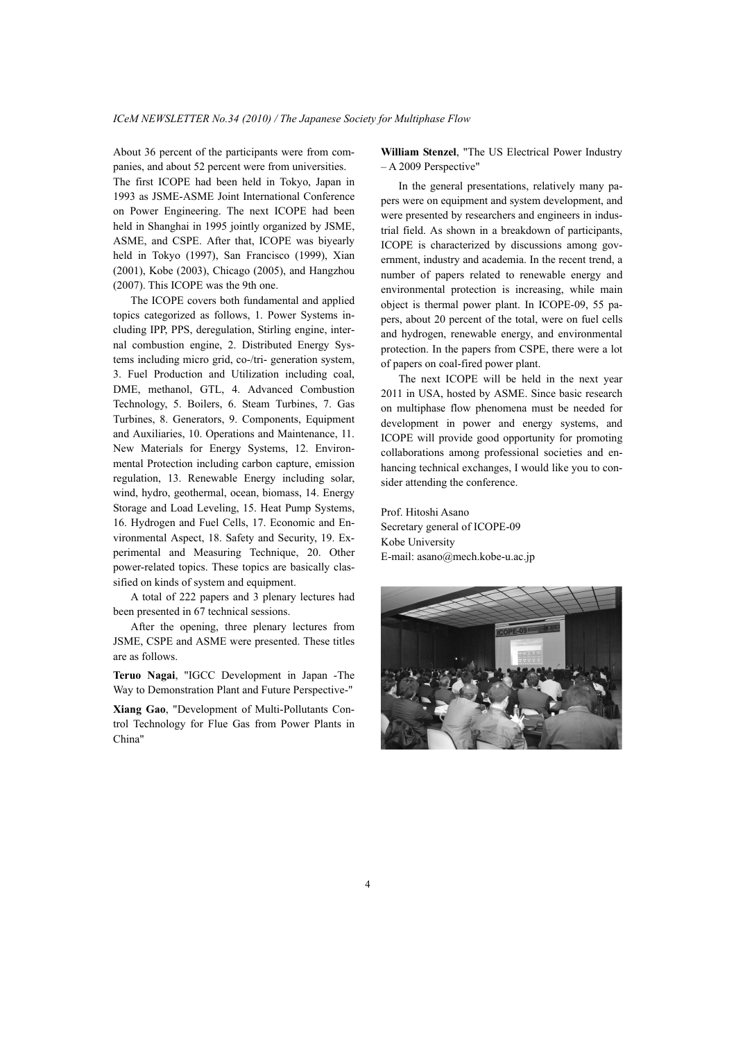About 36 percent of the participants were from companies, and about 52 percent were from universities.

The first ICOPE had been held in Tokyo, Japan in 1993 as JSME-ASME Joint International Conference on Power Engineering. The next ICOPE had been held in Shanghai in 1995 jointly organized by JSME, ASME, and CSPE. After that, ICOPE was biyearly held in Tokyo (1997), San Francisco (1999), Xian (2001), Kobe (2003), Chicago (2005), and Hangzhou (2007). This ICOPE was the 9th one.

The ICOPE covers both fundamental and applied topics categorized as follows, 1. Power Systems including IPP, PPS, deregulation, Stirling engine, internal combustion engine, 2. Distributed Energy Systems including micro grid, co-/tri- generation system, 3. Fuel Production and Utilization including coal, DME, methanol, GTL, 4. Advanced Combustion Technology, 5. Boilers, 6. Steam Turbines, 7. Gas Turbines, 8. Generators, 9. Components, Equipment and Auxiliaries, 10. Operations and Maintenance, 11. New Materials for Energy Systems, 12. Environmental Protection including carbon capture, emission regulation, 13. Renewable Energy including solar, wind, hydro, geothermal, ocean, biomass, 14. Energy Storage and Load Leveling, 15. Heat Pump Systems, 16. Hydrogen and Fuel Cells, 17. Economic and Environmental Aspect, 18. Safety and Security, 19. Experimental and Measuring Technique, 20. Other power-related topics. These topics are basically classified on kinds of system and equipment.

A total of 222 papers and 3 plenary lectures had been presented in 67 technical sessions.

After the opening, three plenary lectures from JSME, CSPE and ASME were presented. These titles are as follows.

**Teruo Nagai**, "IGCC Development in Japan -The Way to Demonstration Plant and Future Perspective-"

**Xiang Gao**, "Development of Multi-Pollutants Control Technology for Flue Gas from Power Plants in China"

**William Stenzel**, "The US Electrical Power Industry – A 2009 Perspective"

In the general presentations, relatively many papers were on equipment and system development, and were presented by researchers and engineers in industrial field. As shown in a breakdown of participants, ICOPE is characterized by discussions among government, industry and academia. In the recent trend, a number of papers related to renewable energy and environmental protection is increasing, while main object is thermal power plant. In ICOPE-09, 55 papers, about 20 percent of the total, were on fuel cells and hydrogen, renewable energy, and environmental protection. In the papers from CSPE, there were a lot of papers on coal-fired power plant.

The next ICOPE will be held in the next year 2011 in USA, hosted by ASME. Since basic research on multiphase flow phenomena must be needed for development in power and energy systems, and ICOPE will provide good opportunity for promoting collaborations among professional societies and enhancing technical exchanges, I would like you to consider attending the conference.

Prof. Hitoshi Asano
Secretary general of ICOPE-09
Kobe University
E-mail: asano@mech.kobe-u.ac.jp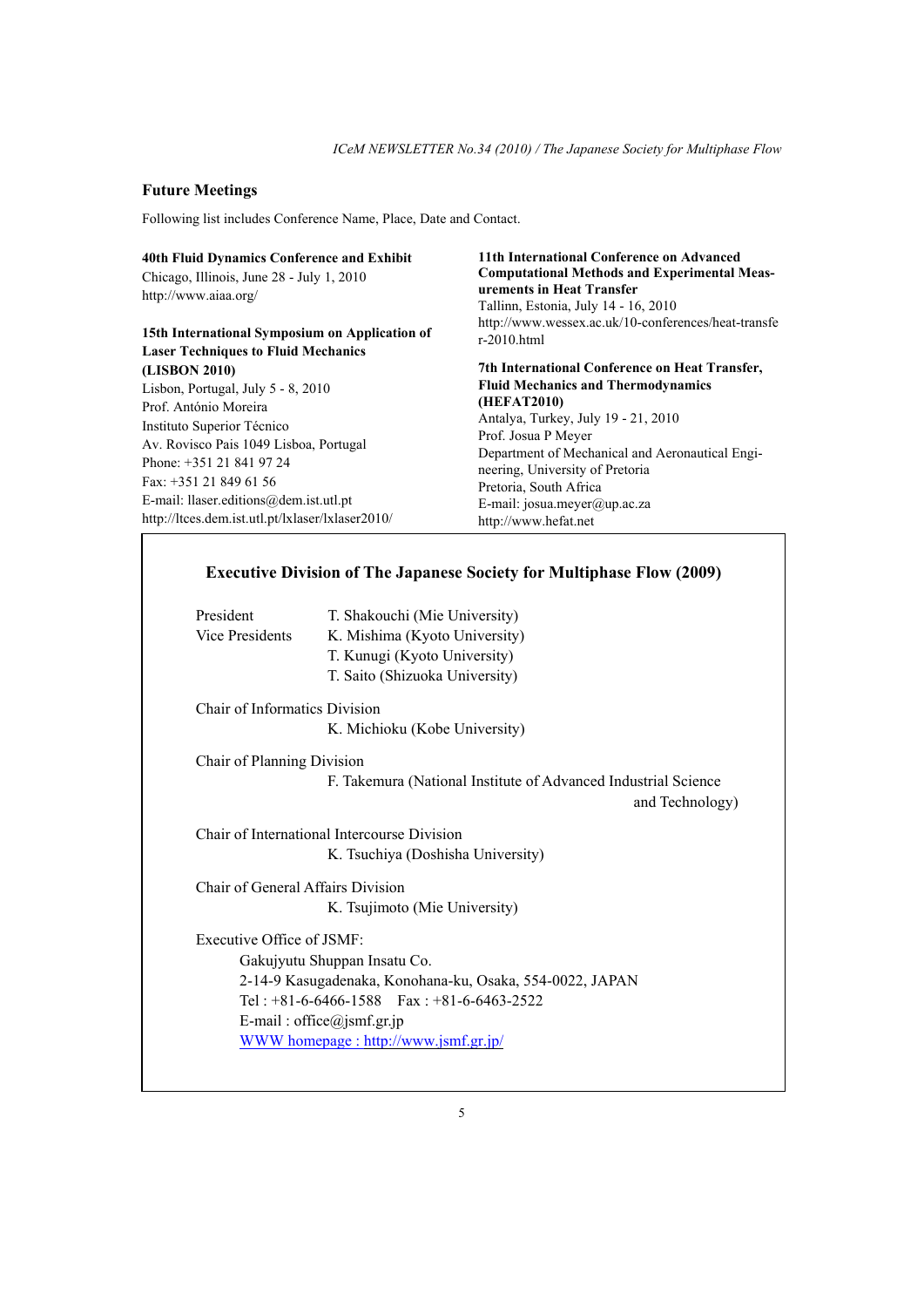## Future Meetings

Following list includes Conference Name, Place, Date and Contact.

**40th Fluid Dynamics Conference and Exhibit**
Chicago, Illinois, June 28 - July 1, 2010
http://www.aiaa.org/

**15th International Symposium on Application of Laser Techniques to Fluid Mechanics (LISBON 2010)**
Lisbon, Portugal, July 5 - 8, 2010
Prof. António Moreira
Instituto Superior Técnico
Av. Rovisco Pais 1049 Lisboa, Portugal
Phone: +351 21 841 97 24
Fax: +351 21 849 61 56
E-mail: llaser.editions@dem.ist.utl.pt
http://ltces.dem.ist.utl.pt/lxlaser/lxlaser2010/

**11th International Conference on Advanced Computational Methods and Experimental Measurements in Heat Transfer**
Tallinn, Estonia, July 14 - 16, 2010
http://www.wessex.ac.uk/10-conferences/heat-transfer-2010.html

**7th International Conference on Heat Transfer, Fluid Mechanics and Thermodynamics (HEFAT2010)**
Antalya, Turkey, July 19 - 21, 2010
Prof. Josua P Meyer
Department of Mechanical and Aeronautical Engineering, University of Pretoria
Pretoria, South Africa
E-mail: josua.meyer@up.ac.za
http://www.hefat.net

### Executive Division of The Japanese Society for Multiphase Flow (2009)

President T. Shakouchi (Mie University)
Vice Presidents K. Mishima (Kyoto University)
T. Kunugi (Kyoto University)
T. Saito (Shizuoka University)

Chair of Informatics Division
K. Michioku (Kobe University)

Chair of Planning Division
F. Takemura (National Institute of Advanced Industrial Science and Technology)

Chair of International Intercourse Division
K. Tsuchiya (Doshisha University)

Chair of General Affairs Division
K. Tsujimoto (Mie University)

Executive Office of JSMF:
Gakujyutu Shuppan Insatu Co.
2-14-9 Kasugadenaka, Konohana-ku, Osaka, 554-0022, JAPAN
Tel : +81-6-6466-1588 Fax : +81-6-6463-2522
E-mail : office@jsmf.gr.jp
WWW homepage : http://www.jsmf.gr.jp/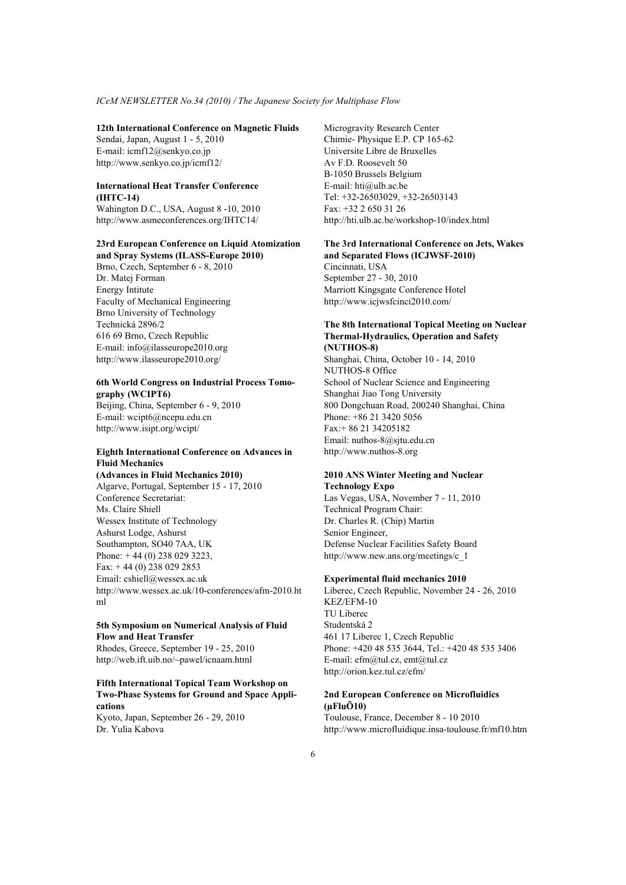**12th International Conference on Magnetic Fluids**
Sendai, Japan, August 1 - 5, 2010
E-mail: icmf12@senkyo.co.jp
http://www.senkyo.co.jp/icmf12/

**International Heat Transfer Conference (IHTC-14)**
Wahington D.C., USA, August 8 -10, 2010
http://www.asmeconferences.org/IHTC14/

**23rd European Conference on Liquid Atomization and Spray Systems (ILASS-Europe 2010)**
Brno, Czech, September 6 - 8, 2010
Dr. Matej Forman
Energy Intitute
Faculty of Mechanical Engineering
Brno University of Technology
Technická 2896/2
616 69 Brno, Czech Republic
E-mail: info@ilasseurope2010.org
http://www.ilasseurope2010.org/

**6th World Congress on Industrial Process Tomography (WCIPT6)**
Beijing, China, September 6 - 9, 2010
E-mail: wcipt6@ncepu.edu.cn
http://www.isipt.org/wcipt/

**Eighth International Conference on Advances in Fluid Mechanics (Advances in Fluid Mechanics 2010)**
Algarve, Portugal, September 15 - 17, 2010
Conference Secretariat:
Ms. Claire Shiell
Wessex Institute of Technology
Ashurst Lodge, Ashurst
Southampton, SO40 7AA, UK
Phone: + 44 (0) 238 029 3223,
Fax: + 44 (0) 238 029 2853
Email: cshiell@wessex.ac.uk
http://www.wessex.ac.uk/10-conferences/afm-2010.html

**5th Symposium on Numerical Analysis of Fluid Flow and Heat Transfer**
Rhodes, Greece, September 19 - 25, 2010
http://web.ift.uib.no/~pawel/icnaam.html

**Fifth International Topical Team Workshop on Two-Phase Systems for Ground and Space Applications**
Kyoto, Japan, September 26 - 29, 2010
Dr. Yulia Kabova
Microgravity Research Center
Chimie- Physique E.P. CP 165-62
Universite Libre de Bruxelles
Av F.D. Roosevelt 50
B-1050 Brussels Belgium
E-mail: hti@ulb.ac.be
Tel: +32-26503029, +32-26503143
Fax: +32 2 650 31 26
http://hti.ulb.ac.be/workshop-10/index.html

**The 3rd International Conference on Jets, Wakes and Separated Flows (ICJWSF-2010)**
Cincinnati, USA
September 27 - 30, 2010
Marriott Kingsgate Conference Hotel
http://www.icjwsfcinci2010.com/

**The 8th International Topical Meeting on Nuclear Thermal-Hydraulics, Operation and Safety (NUTHOS-8)**
Shanghai, China, October 10 - 14, 2010
NUTHOS-8 Office
School of Nuclear Science and Engineering
Shanghai Jiao Tong University
800 Dongchuan Road, 200240 Shanghai, China
Phone: +86 21 3420 5056
Fax:+ 86 21 34205182
Email: nuthos-8@sjtu.edu.cn
http://www.nuthos-8.org

**2010 ANS Winter Meeting and Nuclear Technology Expo**
Las Vegas, USA, November 7 - 11, 2010
Technical Program Chair:
Dr. Charles R. (Chip) Martin
Senior Engineer,
Defense Nuclear Facilities Safety Board
http://www.new.ans.org/meetings/c_1

**Experimental fluid mechanics 2010**
Liberec, Czech Republic, November 24 - 26, 2010
KEZ/EFM-10
TU Liberec
Studentská 2
461 17 Liberec 1, Czech Republic
Phone: +420 48 535 3644, Tel.: +420 48 535 3406
E-mail: efm@tul.cz, emt@tul.cz
http://orion.kez.tul.cz/efm/

**2nd European Conference on Microfluidics (µFluÕ10)**
Toulouse, France, December 8 - 10 2010
http://www.microfluidique.insa-toulouse.fr/mf10.htm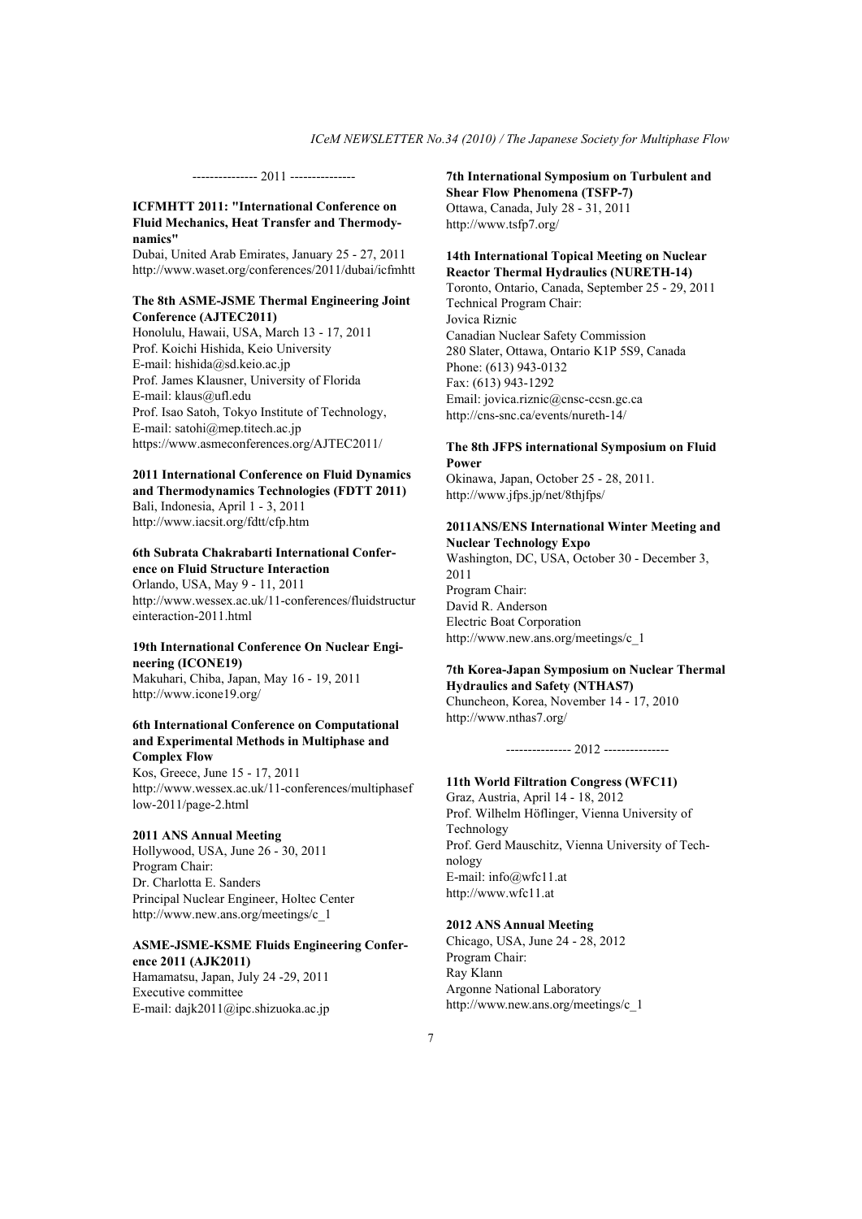--------------- 2011 ---------------

**ICFMHTT 2011: "International Conference on Fluid Mechanics, Heat Transfer and Thermodynamics"**
Dubai, United Arab Emirates, January 25 - 27, 2011
http://www.waset.org/conferences/2011/dubai/icfmhtt

**The 8th ASME-JSME Thermal Engineering Joint Conference (AJTEC2011)**
Honolulu, Hawaii, USA, March 13 - 17, 2011
Prof. Koichi Hishida, Keio University
E-mail: hishida@sd.keio.ac.jp
Prof. James Klausner, University of Florida
E-mail: klaus@ufl.edu
Prof. Isao Satoh, Tokyo Institute of Technology,
E-mail: satohi@mep.titech.ac.jp
https://www.asmeconferences.org/AJTEC2011/

**2011 International Conference on Fluid Dynamics and Thermodynamics Technologies (FDTT 2011)**
Bali, Indonesia, April 1 - 3, 2011
http://www.iacsit.org/fdtt/cfp.htm

**6th Subrata Chakrabarti International Conference on Fluid Structure Interaction**
Orlando, USA, May 9 - 11, 2011
http://www.wessex.ac.uk/11-conferences/fluidstructureinteraction-2011.html

**19th International Conference On Nuclear Engineering (ICONE19)**
Makuhari, Chiba, Japan, May 16 - 19, 2011
http://www.icone19.org/

**6th International Conference on Computational and Experimental Methods in Multiphase and Complex Flow**
Kos, Greece, June 15 - 17, 2011
http://www.wessex.ac.uk/11-conferences/multiphaseflow-2011/page-2.html

**2011 ANS Annual Meeting**
Hollywood, USA, June 26 - 30, 2011
Program Chair:
Dr. Charlotta E. Sanders
Principal Nuclear Engineer, Holtec Center
http://www.new.ans.org/meetings/c_1

**ASME-JSME-KSME Fluids Engineering Conference 2011 (AJK2011)**
Hamamatsu, Japan, July 24 -29, 2011
Executive committee
E-mail: dajk2011@ipc.shizuoka.ac.jp

**7th International Symposium on Turbulent and Shear Flow Phenomena (TSFP-7)**
Ottawa, Canada, July 28 - 31, 2011
http://www.tsfp7.org/

**14th International Topical Meeting on Nuclear Reactor Thermal Hydraulics (NURETH-14)**
Toronto, Ontario, Canada, September 25 - 29, 2011
Technical Program Chair:
Jovica Riznic
Canadian Nuclear Safety Commission
280 Slater, Ottawa, Ontario K1P 5S9, Canada
Phone: (613) 943-0132
Fax: (613) 943-1292
Email: jovica.riznic@cnsc-ccsn.gc.ca
http://cns-snc.ca/events/nureth-14/

**The 8th JFPS international Symposium on Fluid Power**
Okinawa, Japan, October 25 - 28, 2011.
http://www.jfps.jp/net/8thjfps/

**2011ANS/ENS International Winter Meeting and Nuclear Technology Expo**
Washington, DC, USA, October 30 - December 3, 2011
Program Chair:
David R. Anderson
Electric Boat Corporation
http://www.new.ans.org/meetings/c_1

**7th Korea-Japan Symposium on Nuclear Thermal Hydraulics and Safety (NTHAS7)**
Chuncheon, Korea, November 14 - 17, 2010
http://www.nthas7.org/

--------------- 2012 ---------------

**11th World Filtration Congress (WFC11)**
Graz, Austria, April 14 - 18, 2012
Prof. Wilhelm Höflinger, Vienna University of Technology
Prof. Gerd Mauschitz, Vienna University of Technology
E-mail: info@wfc11.at
http://www.wfc11.at

**2012 ANS Annual Meeting**
Chicago, USA, June 24 - 28, 2012
Program Chair:
Ray Klann
Argonne National Laboratory
http://www.new.ans.org/meetings/c_1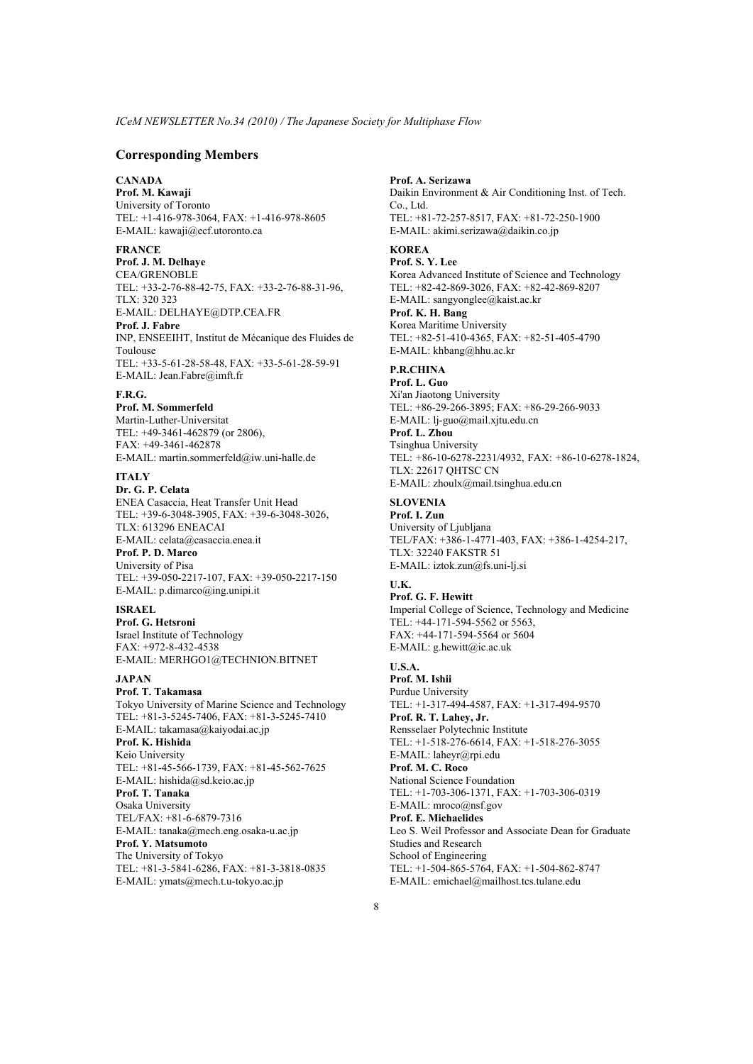## Corresponding Members

**CANADA**

**Prof. M. Kawaji**
University of Toronto
TEL: +1-416-978-3064, FAX: +1-416-978-8605
E-MAIL: kawaji@ecf.utoronto.ca

**FRANCE**

**Prof. J. M. Delhaye**
CEA/GRENOBLE
TEL: +33-2-76-88-42-75, FAX: +33-2-76-88-31-96,
TLX: 320 323
E-MAIL: DELHAYE@DTP.CEA.FR

**Prof. J. Fabre**
INP, ENSEEIHT, Institut de Mécanique des Fluides de Toulouse
TEL: +33-5-61-28-58-48, FAX: +33-5-61-28-59-91
E-MAIL: Jean.Fabre@imft.fr

**F.R.G.**

**Prof. M. Sommerfeld**
Martin-Luther-Universitat
TEL: +49-3461-462879 (or 2806),
FAX: +49-3461-462878
E-MAIL: martin.sommerfeld@iw.uni-halle.de

**ITALY**

**Dr. G. P. Celata**
ENEA Casaccia, Heat Transfer Unit Head
TEL: +39-6-3048-3905, FAX: +39-6-3048-3026,
TLX: 613296 ENEACAI
E-MAIL: celata@casaccia.enea.it

**Prof. P. D. Marco**
University of Pisa
TEL: +39-050-2217-107, FAX: +39-050-2217-150
E-MAIL: p.dimarco@ing.unipi.it

**ISRAEL**

**Prof. G. Hetsroni**
Israel Institute of Technology
FAX: +972-8-432-4538
E-MAIL: MERHGO1@TECHNION.BITNET

**JAPAN**

**Prof. T. Takamasa**
Tokyo University of Marine Science and Technology
TEL: +81-3-5245-7406, FAX: +81-3-5245-7410
E-MAIL: takamasa@kaiyodai.ac.jp

**Prof. K. Hishida**
Keio University
TEL: +81-45-566-1739, FAX: +81-45-562-7625
E-MAIL: hishida@sd.keio.ac.jp

**Prof. T. Tanaka**
Osaka University
TEL/FAX: +81-6-6879-7316
E-MAIL: tanaka@mech.eng.osaka-u.ac.jp

**Prof. Y. Matsumoto**
The University of Tokyo
TEL: +81-3-5841-6286, FAX: +81-3-3818-0835
E-MAIL: ymats@mech.t.u-tokyo.ac.jp

**Prof. A. Serizawa**
Daikin Environment & Air Conditioning Inst. of Tech. Co., Ltd.
TEL: +81-72-257-8517, FAX: +81-72-250-1900
E-MAIL: akimi.serizawa@daikin.co.jp

**KOREA**

**Prof. S. Y. Lee**
Korea Advanced Institute of Science and Technology
TEL: +82-42-869-3026, FAX: +82-42-869-8207
E-MAIL: sangyonglee@kaist.ac.kr

**Prof. K. H. Bang**
Korea Maritime University
TEL: +82-51-410-4365, FAX: +82-51-405-4790
E-MAIL: khbang@hhu.ac.kr

**P.R.CHINA**

**Prof. L. Guo**
Xi'an Jiaotong University
TEL: +86-29-266-3895; FAX: +86-29-266-9033
E-MAIL: lj-guo@mail.xjtu.edu.cn

**Prof. L. Zhou**
Tsinghua University
TEL: +86-10-6278-2231/4932, FAX: +86-10-6278-1824,
TLX: 22617 QHTSC CN
E-MAIL: zhoulx@mail.tsinghua.edu.cn

**SLOVENIA**

**Prof. I. Zun**
University of Ljubljana
TEL/FAX: +386-1-4771-403, FAX: +386-1-4254-217,
TLX: 32240 FAKSTR 51
E-MAIL: iztok.zun@fs.uni-lj.si

**U.K.**

**Prof. G. F. Hewitt**
Imperial College of Science, Technology and Medicine
TEL: +44-171-594-5562 or 5563,
FAX: +44-171-594-5564 or 5604
E-MAIL: g.hewitt@ic.ac.uk

**U.S.A.**

**Prof. M. Ishii**
Purdue University
TEL: +1-317-494-4587, FAX: +1-317-494-9570

**Prof. R. T. Lahey, Jr.**
Rensselaer Polytechnic Institute
TEL: +1-518-276-6614, FAX: +1-518-276-3055
E-MAIL: laheyr@rpi.edu

**Prof. M. C. Roco**
National Science Foundation
TEL: +1-703-306-1371, FAX: +1-703-306-0319
E-MAIL: mroco@nsf.gov

**Prof. E. Michaelides**
Leo S. Weil Professor and Associate Dean for Graduate Studies and Research
School of Engineering
TEL: +1-504-865-5764, FAX: +1-504-862-8747
E-MAIL: emichael@mailhost.tcs.tulane.edu